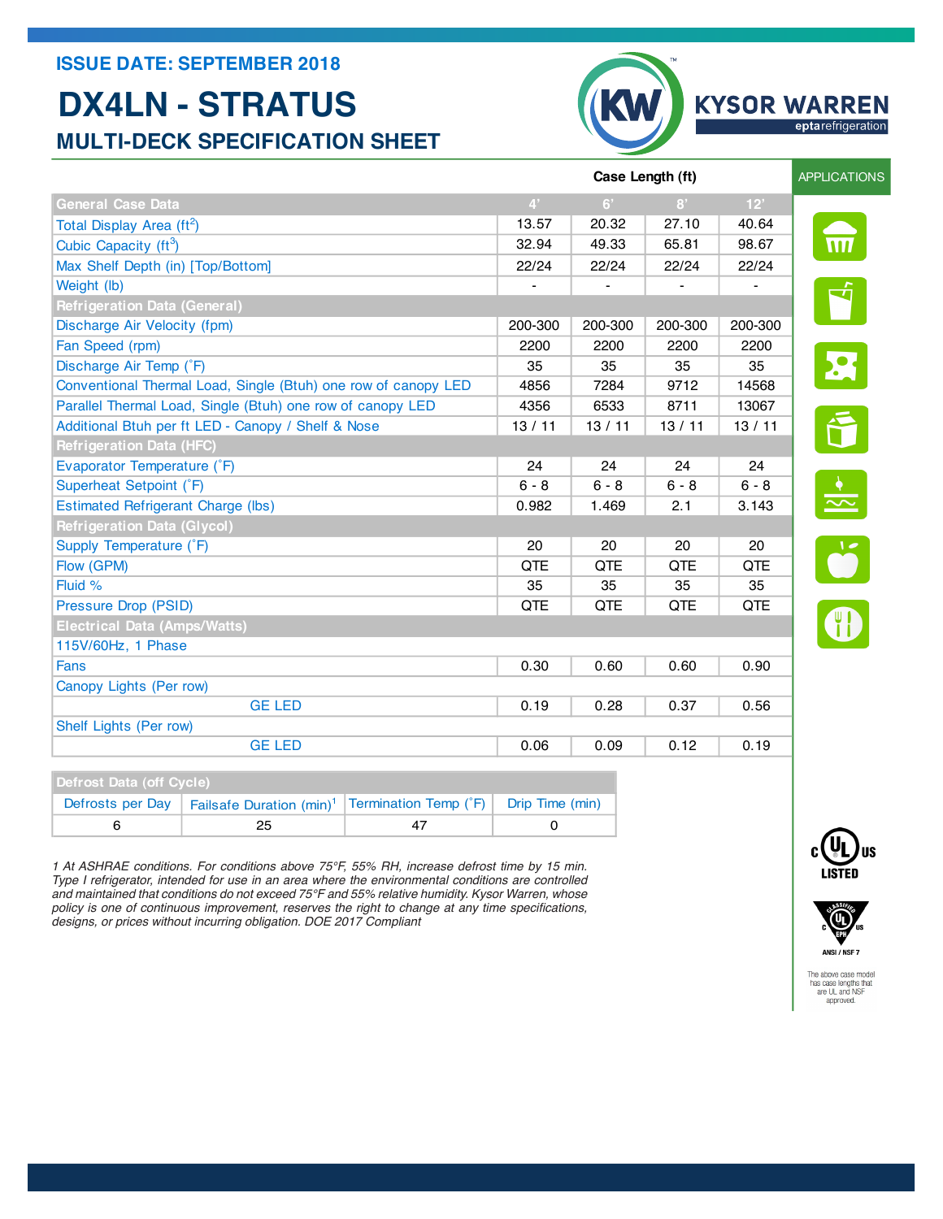**ISSUE DATE: SEPTEMBER 2018**

# DX4LN - STRATUS

## MULTI-DECK SPECIFICATION SHEET

KYSOR WARREN
eptarefrigeration

APPLICATIONS

| Case Length (ft) | | | | |
|---|---|---|---|---|
| **General Case Data** | **4'** | **6'** | **8'** | **12'** |
| Total Display Area ($ft^2$) | 13.57 | 20.32 | 27.10 | 40.64 |
| Cubic Capacity ($ft^3$) | 32.94 | 49.33 | 65.81 | 98.67 |
| Max Shelf Depth (in) [Top/Bottom] | 22/24 | 22/24 | 22/24 | 22/24 |
| Weight (lb) | - | - | - | - |
| **Refrigeration Data (General)** | | | | |
| Discharge Air Velocity (fpm) | 200-300 | 200-300 | 200-300 | 200-300 |
| Fan Speed (rpm) | 2200 | 2200 | 2200 | 2200 |
| Discharge Air Temp (˚F) | 35 | 35 | 35 | 35 |
| Conventional Thermal Load, Single (Btuh) one row of canopy LED | 4856 | 7284 | 9712 | 14568 |
| Parallel Thermal Load, Single (Btuh) one row of canopy LED | 4356 | 6533 | 8711 | 13067 |
| Additional Btuh per ft LED - Canopy / Shelf & Nose | 13 / 11 | 13 / 11 | 13 / 11 | 13 / 11 |
| **Refrigeration Data (HFC)** | | | | |
| Evaporator Temperature (˚F) | 24 | 24 | 24 | 24 |
| Superheat Setpoint (˚F) | 6 - 8 | 6 - 8 | 6 - 8 | 6 - 8 |
| Estimated Refrigerant Charge (lbs) | 0.982 | 1.469 | 2.1 | 3.143 |
| **Refrigeration Data (Glycol)** | | | | |
| Supply Temperature (˚F) | 20 | 20 | 20 | 20 |
| Flow (GPM) | QTE | QTE | QTE | QTE |
| Fluid % | 35 | 35 | 35 | 35 |
| Pressure Drop (PSID) | QTE | QTE | QTE | QTE |
| **Electrical Data (Amps/Watts)** | | | | |
| 115V/60Hz, 1 Phase | | | | |
| Fans | 0.30 | 0.60 | 0.60 | 0.90 |
| Canopy Lights (Per row) | | | | |
| GE LED | 0.19 | 0.28 | 0.37 | 0.56 |
| Shelf Lights (Per row) | | | | |
| GE LED | 0.06 | 0.09 | 0.12 | 0.19 |

| **Defrost Data (off Cycle)** | | | |
|---|---|---|---|
| Defrosts per Day | Failsafe Duration (min)[1] | Termination Temp (˚F) | Drip Time (min) |
| 6 | 25 | 47 | 0 |

*1 At ASHRAE conditions. For conditions above 75°F, 55% RH, increase defrost time by 15 min. Type I refrigerator, intended for use in an area where the environmental conditions are controlled and maintained that conditions do not exceed 75°F and 55% relative humidity. Kysor Warren, whose policy is one of continuous improvement, reserves the right to change at any time specifications, designs, or prices without incurring obligation. DOE 2017 Compliant*

c UL us LISTED

ANSI / NSF 7

The above case model has case lengths that are UL and NSF approved.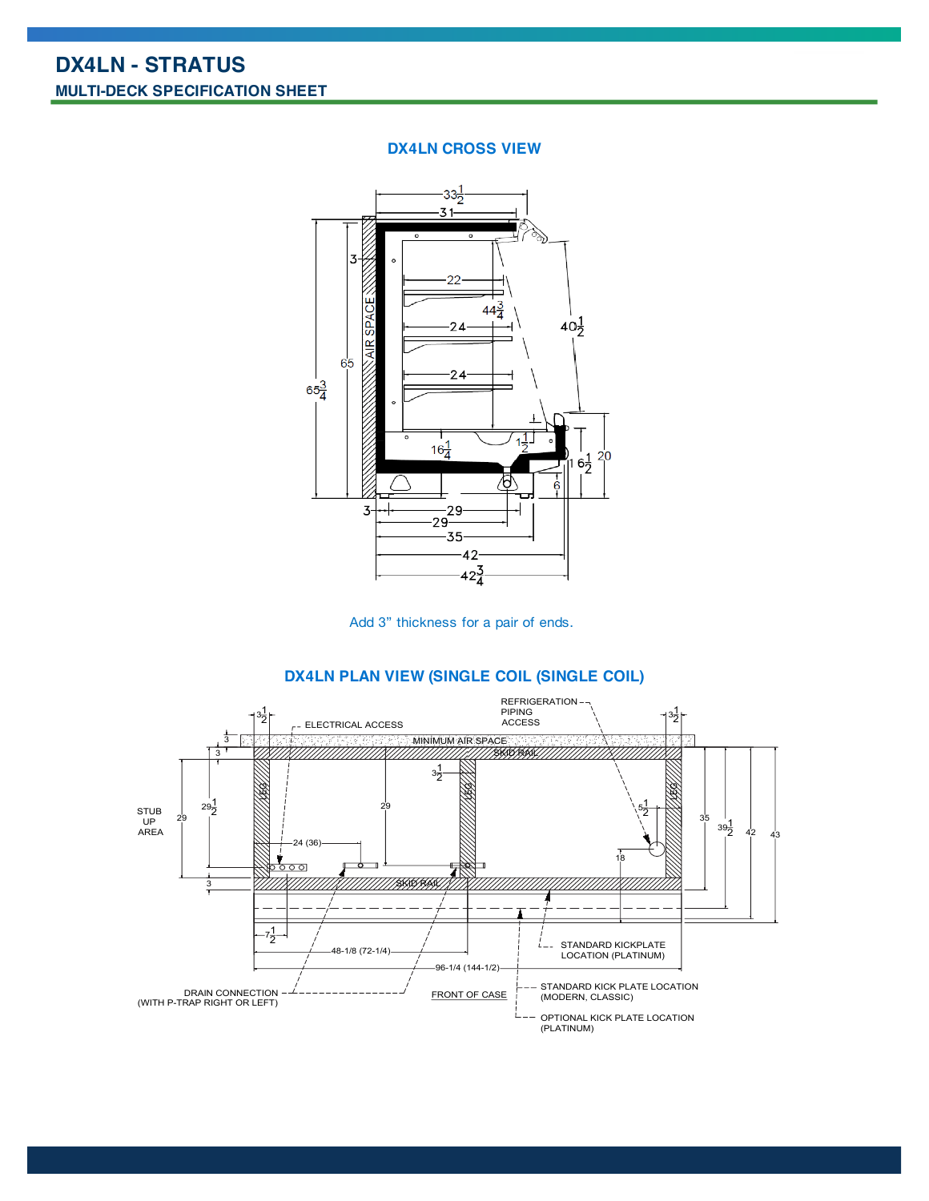# DX4LN - STRATUS

## MULTI-DECK SPECIFICATION SHEET

### DX4LN CROSS VIEW

33 1/2
31
3
22
44 3/4
40 1/2
24
AIR SPACE
65
24
65 3/4
16 1/4
1 1/2
16 1/2
20
6
3
29
29
35
42
42 3/4

Add 3" thickness for a pair of ends.

### DX4LN PLAN VIEW (SINGLE COIL (SINGLE COIL)

REFRIGERATION PIPING ACCESS
3 1/2
3 1/2
ELECTRICAL ACCESS
3
MINIMUM AIR SPACE
3
SKID RAIL
3 1/2
LEG
LEG
LEG
STUB UP AREA
29 1/2
29
29
5 1/2
35
39 1/2
42
43
24 (36)
18
3
SKID RAIL
7 1/2
STANDARD KICKPLATE LOCATION (PLATINUM)
48-1/8 (72-1/4)
96-1/4 (144-1/2)
STANDARD KICK PLATE LOCATION (MODERN, CLASSIC)
DRAIN CONNECTION (WITH P-TRAP RIGHT OR LEFT)
FRONT OF CASE
OPTIONAL KICK PLATE LOCATION (PLATINUM)